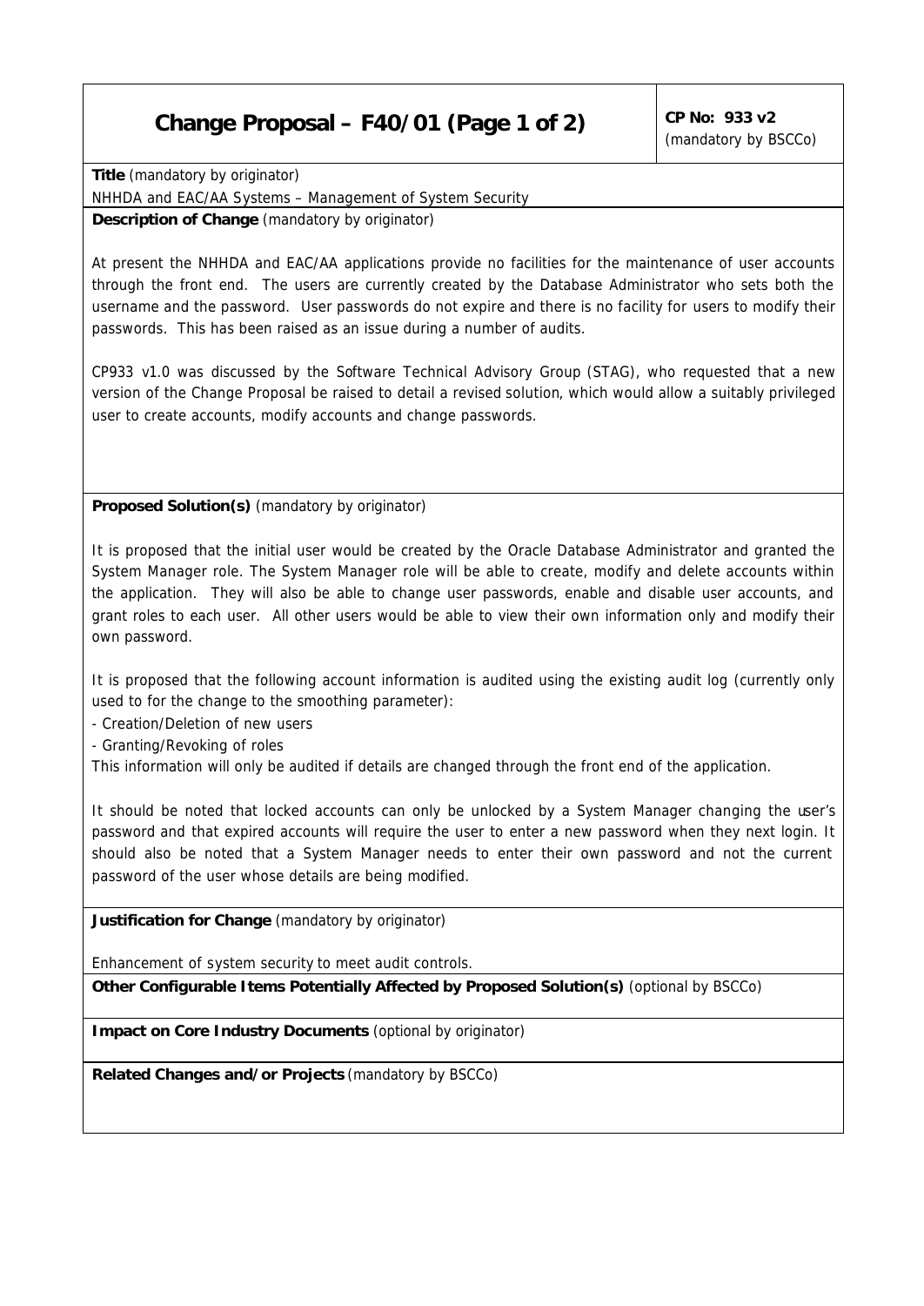# Change Proposal – F40/01 (Page 1 of 2)

**CP No: 933 v2**
(mandatory by BSCCo)

**Title** (mandatory by originator)

NHHDA and EAC/AA Systems – Management of System Security

**Description of Change** (mandatory by originator)

At present the NHHDA and EAC/AA applications provide no facilities for the maintenance of user accounts through the front end. The users are currently created by the Database Administrator who sets both the username and the password. User passwords do not expire and there is no facility for users to modify their passwords. This has been raised as an issue during a number of audits.

CP933 v1.0 was discussed by the Software Technical Advisory Group (STAG), who requested that a new version of the Change Proposal be raised to detail a revised solution, which would allow a suitably privileged user to create accounts, modify accounts and change passwords.

**Proposed Solution(s)** (mandatory by originator)

It is proposed that the initial user would be created by the Oracle Database Administrator and granted the System Manager role. The System Manager role will be able to create, modify and delete accounts within the application. They will also be able to change user passwords, enable and disable user accounts, and grant roles to each user. All other users would be able to view their own information only and modify their own password.

It is proposed that the following account information is audited using the existing audit log (currently only used to for the change to the smoothing parameter):

- Creation/Deletion of new users
- Granting/Revoking of roles

This information will only be audited if details are changed through the front end of the application.

It should be noted that locked accounts can only be unlocked by a System Manager changing the user's password and that expired accounts will require the user to enter a new password when they next login. It should also be noted that a System Manager needs to enter their own password and not the current password of the user whose details are being modified.

**Justification for Change** (mandatory by originator)

Enhancement of system security to meet audit controls.

**Other Configurable Items Potentially Affected by Proposed Solution(s)** (optional by BSCCo)

**Impact on Core Industry Documents** (optional by originator)

**Related Changes and/or Projects** (mandatory by BSCCo)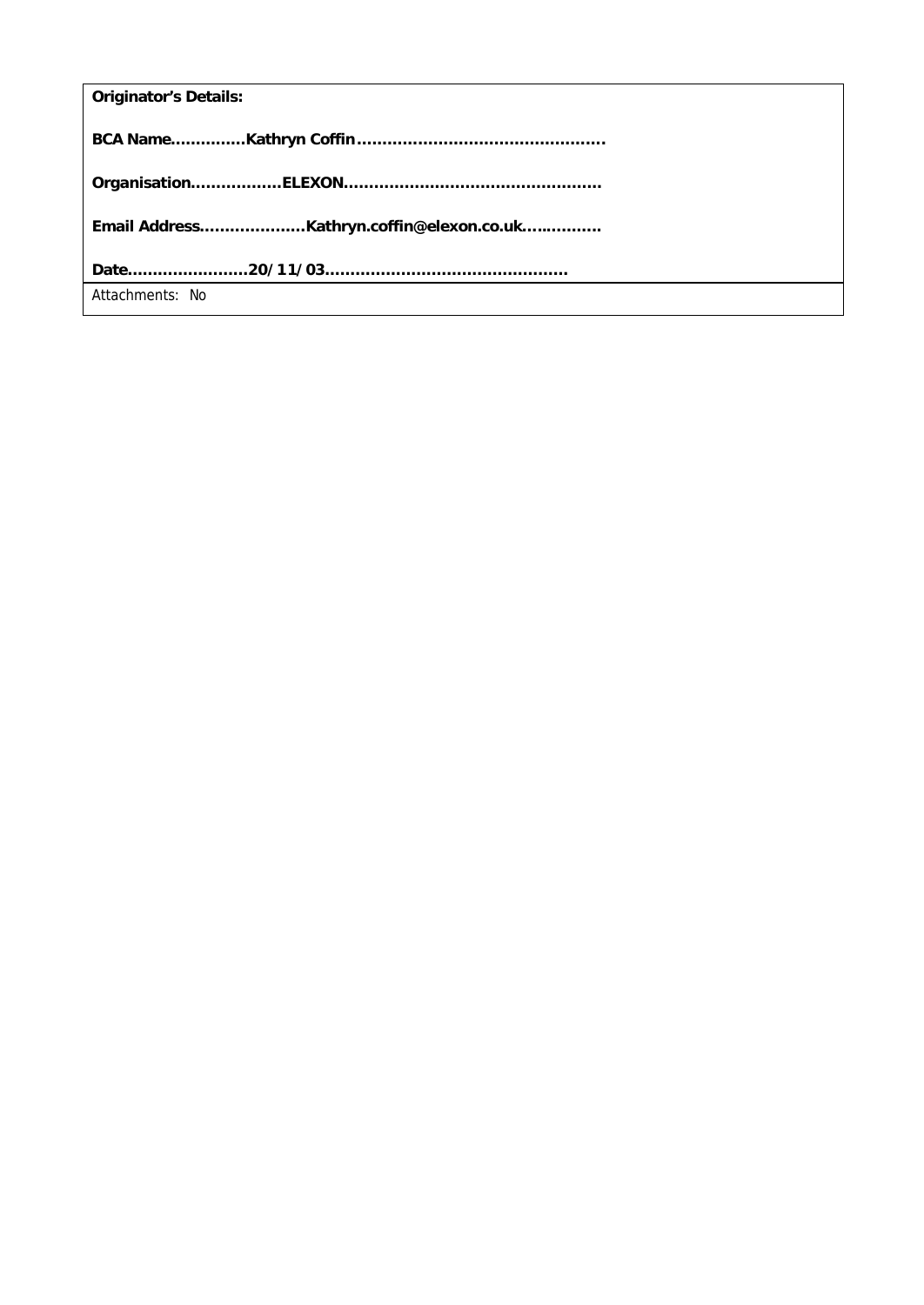**Originator's Details:**

**BCA Name..............Kathryn Coffin................................................**

**Organisation.................ELEXON.................................................**

**Email Address....................Kathryn.coffin@elexon.co.uk................**

**Date.......................20/11/03..............................................**

Attachments: No